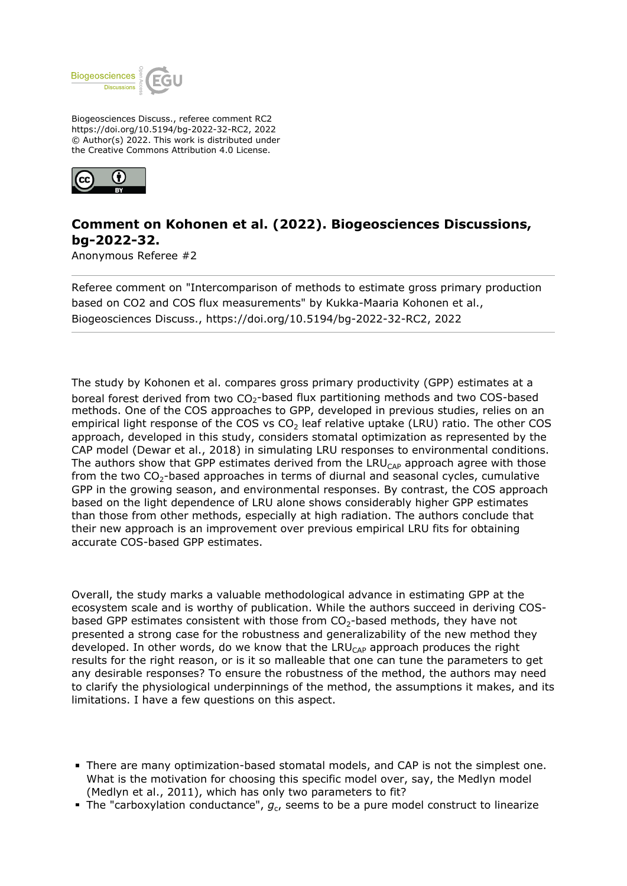Biogeosciences Discuss., referee comment RC2
https://doi.org/10.5194/bg-2022-32-RC2, 2022
© Author(s) 2022. This work is distributed under
the Creative Commons Attribution 4.0 License.

# Comment on Kohonen et al. (2022). Biogeosciences Discussions, bg-2022-32.

Anonymous Referee #2

Referee comment on "Intercomparison of methods to estimate gross primary production based on CO2 and COS flux measurements" by Kukka-Maaria Kohonen et al., Biogeosciences Discuss., https://doi.org/10.5194/bg-2022-32-RC2, 2022

The study by Kohonen et al. compares gross primary productivity (GPP) estimates at a boreal forest derived from two $CO_2$-based flux partitioning methods and two COS-based methods. One of the COS approaches to GPP, developed in previous studies, relies on an empirical light response of the COS vs $CO_2$ leaf relative uptake (LRU) ratio. The other COS approach, developed in this study, considers stomatal optimization as represented by the CAP model (Dewar et al., 2018) in simulating LRU responses to environmental conditions. The authors show that GPP estimates derived from the $LRU_{CAP}$ approach agree with those from the two $CO_2$-based approaches in terms of diurnal and seasonal cycles, cumulative GPP in the growing season, and environmental responses. By contrast, the COS approach based on the light dependence of LRU alone shows considerably higher GPP estimates than those from other methods, especially at high radiation. The authors conclude that their new approach is an improvement over previous empirical LRU fits for obtaining accurate COS-based GPP estimates.

Overall, the study marks a valuable methodological advance in estimating GPP at the ecosystem scale and is worthy of publication. While the authors succeed in deriving COS-based GPP estimates consistent with those from $CO_2$-based methods, they have not presented a strong case for the robustness and generalizability of the new method they developed. In other words, do we know that the $LRU_{CAP}$ approach produces the right results for the right reason, or is it so malleable that one can tune the parameters to get any desirable responses? To ensure the robustness of the method, the authors may need to clarify the physiological underpinnings of the method, the assumptions it makes, and its limitations. I have a few questions on this aspect.

- There are many optimization-based stomatal models, and CAP is not the simplest one. What is the motivation for choosing this specific model over, say, the Medlyn model (Medlyn et al., 2011), which has only two parameters to fit?
- The "carboxylation conductance", $g_c$, seems to be a pure model construct to linearize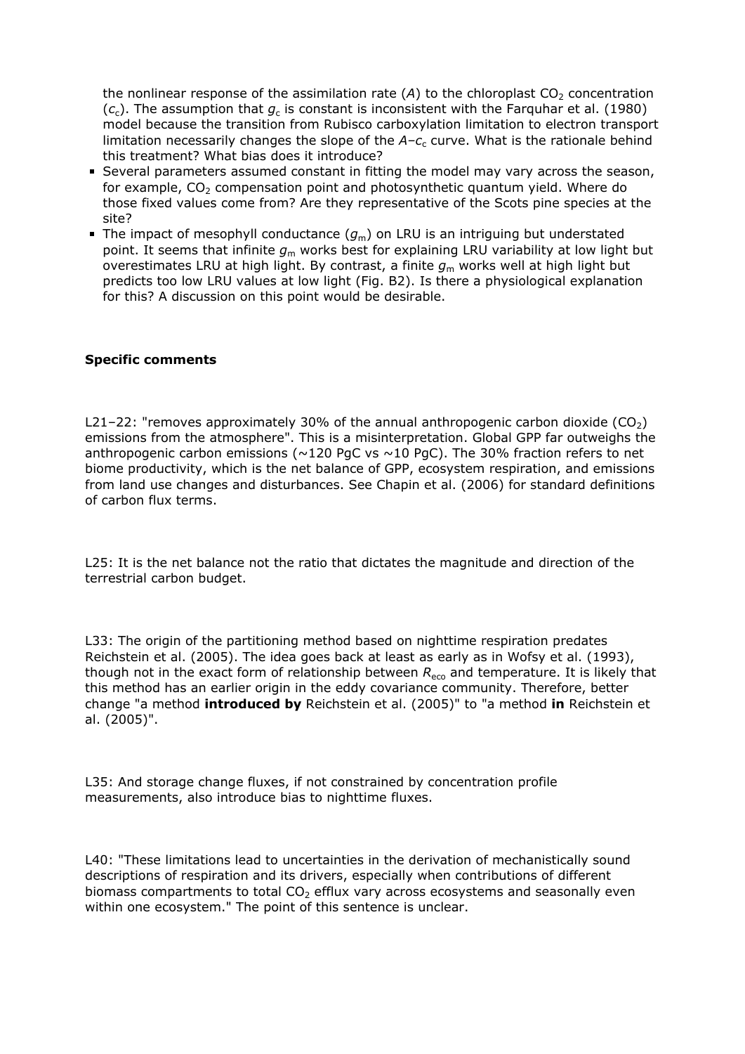the nonlinear response of the assimilation rate ($A$) to the chloroplast $CO_2$ concentration ($c_c$). The assumption that $g_c$ is constant is inconsistent with the Farquhar et al. (1980) model because the transition from Rubisco carboxylation limitation to electron transport limitation necessarily changes the slope of the $A$–$c_c$ curve. What is the rationale behind this treatment? What bias does it introduce?

- Several parameters assumed constant in fitting the model may vary across the season, for example, $CO_2$ compensation point and photosynthetic quantum yield. Where do those fixed values come from? Are they representative of the Scots pine species at the site?
- The impact of mesophyll conductance ($g_m$) on LRU is an intriguing but understated point. It seems that infinite $g_m$ works best for explaining LRU variability at low light but overestimates LRU at high light. By contrast, a finite $g_m$ works well at high light but predicts too low LRU values at low light (Fig. B2). Is there a physiological explanation for this? A discussion on this point would be desirable.

**Specific comments**

L21–22: "removes approximately 30% of the annual anthropogenic carbon dioxide ($CO_2$) emissions from the atmosphere". This is a misinterpretation. Global GPP far outweighs the anthropogenic carbon emissions (~120 PgC vs ~10 PgC). The 30% fraction refers to net biome productivity, which is the net balance of GPP, ecosystem respiration, and emissions from land use changes and disturbances. See Chapin et al. (2006) for standard definitions of carbon flux terms.

L25: It is the net balance not the ratio that dictates the magnitude and direction of the terrestrial carbon budget.

L33: The origin of the partitioning method based on nighttime respiration predates Reichstein et al. (2005). The idea goes back at least as early as in Wofsy et al. (1993), though not in the exact form of relationship between $R_{eco}$ and temperature. It is likely that this method has an earlier origin in the eddy covariance community. Therefore, better change "a method **introduced by** Reichstein et al. (2005)" to "a method **in** Reichstein et al. (2005)".

L35: And storage change fluxes, if not constrained by concentration profile measurements, also introduce bias to nighttime fluxes.

L40: "These limitations lead to uncertainties in the derivation of mechanistically sound descriptions of respiration and its drivers, especially when contributions of different biomass compartments to total $CO_2$ efflux vary across ecosystems and seasonally even within one ecosystem." The point of this sentence is unclear.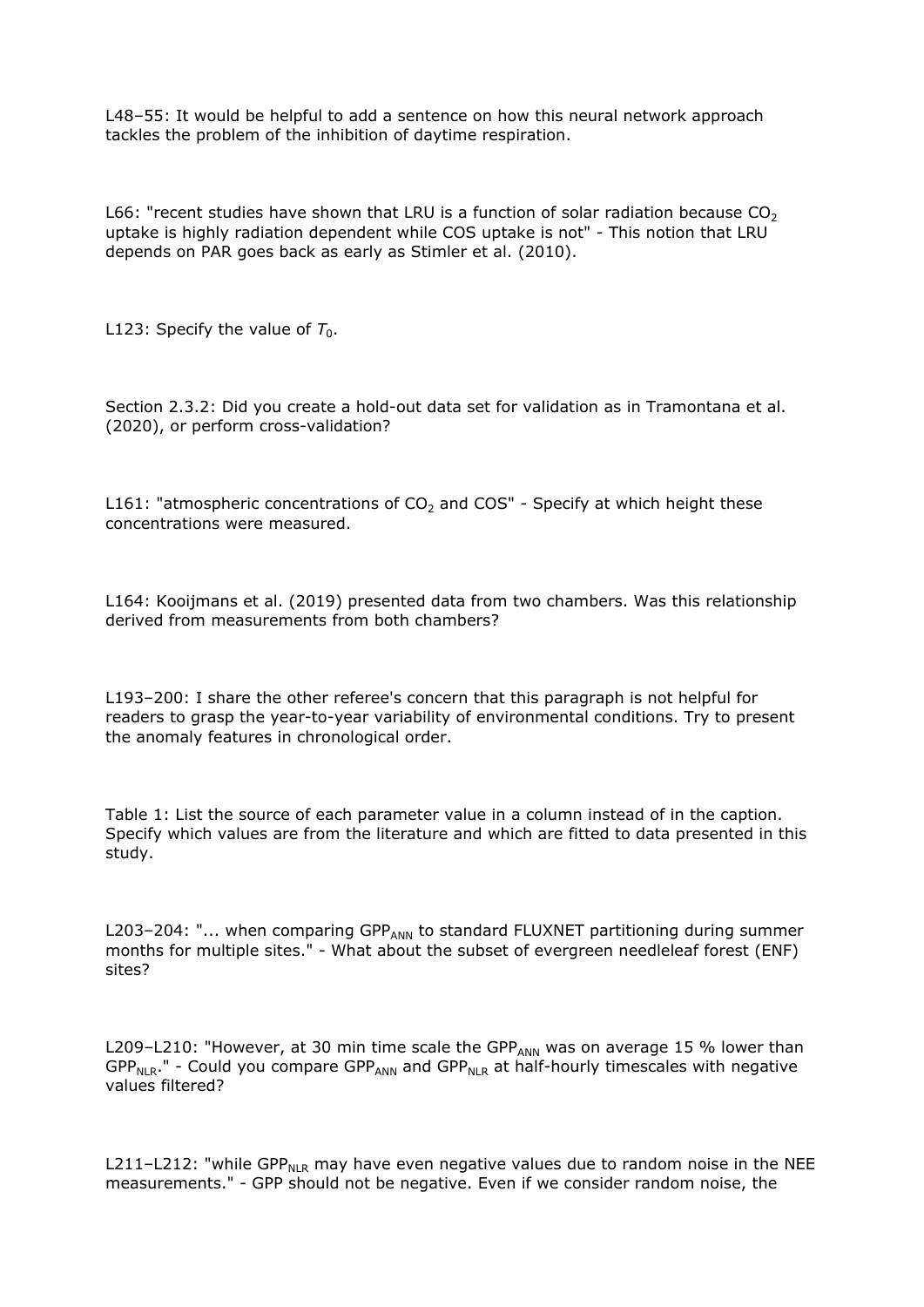L48–55: It would be helpful to add a sentence on how this neural network approach tackles the problem of the inhibition of daytime respiration.

L66: "recent studies have shown that LRU is a function of solar radiation because $CO_2$ uptake is highly radiation dependent while COS uptake is not" - This notion that LRU depends on PAR goes back as early as Stimler et al. (2010).

L123: Specify the value of $T_0$.

Section 2.3.2: Did you create a hold-out data set for validation as in Tramontana et al. (2020), or perform cross-validation?

L161: "atmospheric concentrations of $CO_2$ and COS" - Specify at which height these concentrations were measured.

L164: Kooijmans et al. (2019) presented data from two chambers. Was this relationship derived from measurements from both chambers?

L193–200: I share the other referee's concern that this paragraph is not helpful for readers to grasp the year-to-year variability of environmental conditions. Try to present the anomaly features in chronological order.

Table 1: List the source of each parameter value in a column instead of in the caption. Specify which values are from the literature and which are fitted to data presented in this study.

L203–204: "... when comparing $GPP_{ANN}$ to standard FLUXNET partitioning during summer months for multiple sites." - What about the subset of evergreen needleleaf forest (ENF) sites?

L209–L210: "However, at 30 min time scale the $GPP_{ANN}$ was on average 15 % lower than $GPP_{NLR}$." - Could you compare $GPP_{ANN}$ and $GPP_{NLR}$ at half-hourly timescales with negative values filtered?

L211–L212: "while $GPP_{NLR}$ may have even negative values due to random noise in the NEE measurements." - GPP should not be negative. Even if we consider random noise, the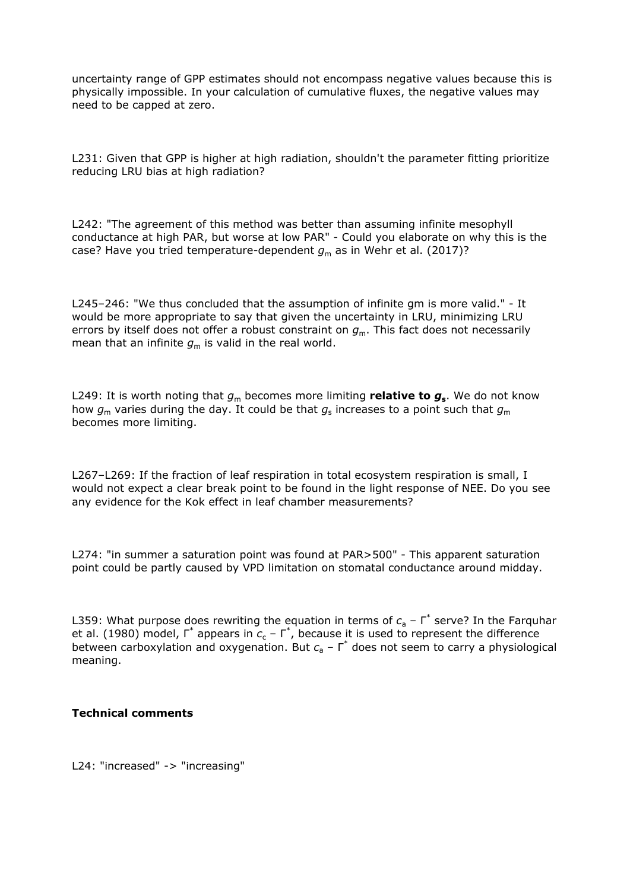uncertainty range of GPP estimates should not encompass negative values because this is physically impossible. In your calculation of cumulative fluxes, the negative values may need to be capped at zero.

L231: Given that GPP is higher at high radiation, shouldn't the parameter fitting prioritize reducing LRU bias at high radiation?

L242: "The agreement of this method was better than assuming infinite mesophyll conductance at high PAR, but worse at low PAR" - Could you elaborate on why this is the case? Have you tried temperature-dependent $g_m$ as in Wehr et al. (2017)?

L245–246: "We thus concluded that the assumption of infinite gm is more valid." - It would be more appropriate to say that given the uncertainty in LRU, minimizing LRU errors by itself does not offer a robust constraint on $g_m$. This fact does not necessarily mean that an infinite $g_m$ is valid in the real world.

L249: It is worth noting that $g_m$ becomes more limiting **relative to $g_s$**. We do not know how $g_m$ varies during the day. It could be that $g_s$ increases to a point such that $g_m$ becomes more limiting.

L267–L269: If the fraction of leaf respiration in total ecosystem respiration is small, I would not expect a clear break point to be found in the light response of NEE. Do you see any evidence for the Kok effect in leaf chamber measurements?

L274: "in summer a saturation point was found at PAR>500" - This apparent saturation point could be partly caused by VPD limitation on stomatal conductance around midday.

L359: What purpose does rewriting the equation in terms of $c_a - \Gamma^*$ serve? In the Farquhar et al. (1980) model, $\Gamma^*$ appears in $c_c - \Gamma^*$, because it is used to represent the difference between carboxylation and oxygenation. But $c_a - \Gamma^*$ does not seem to carry a physiological meaning.

**Technical comments**

L24: "increased" -> "increasing"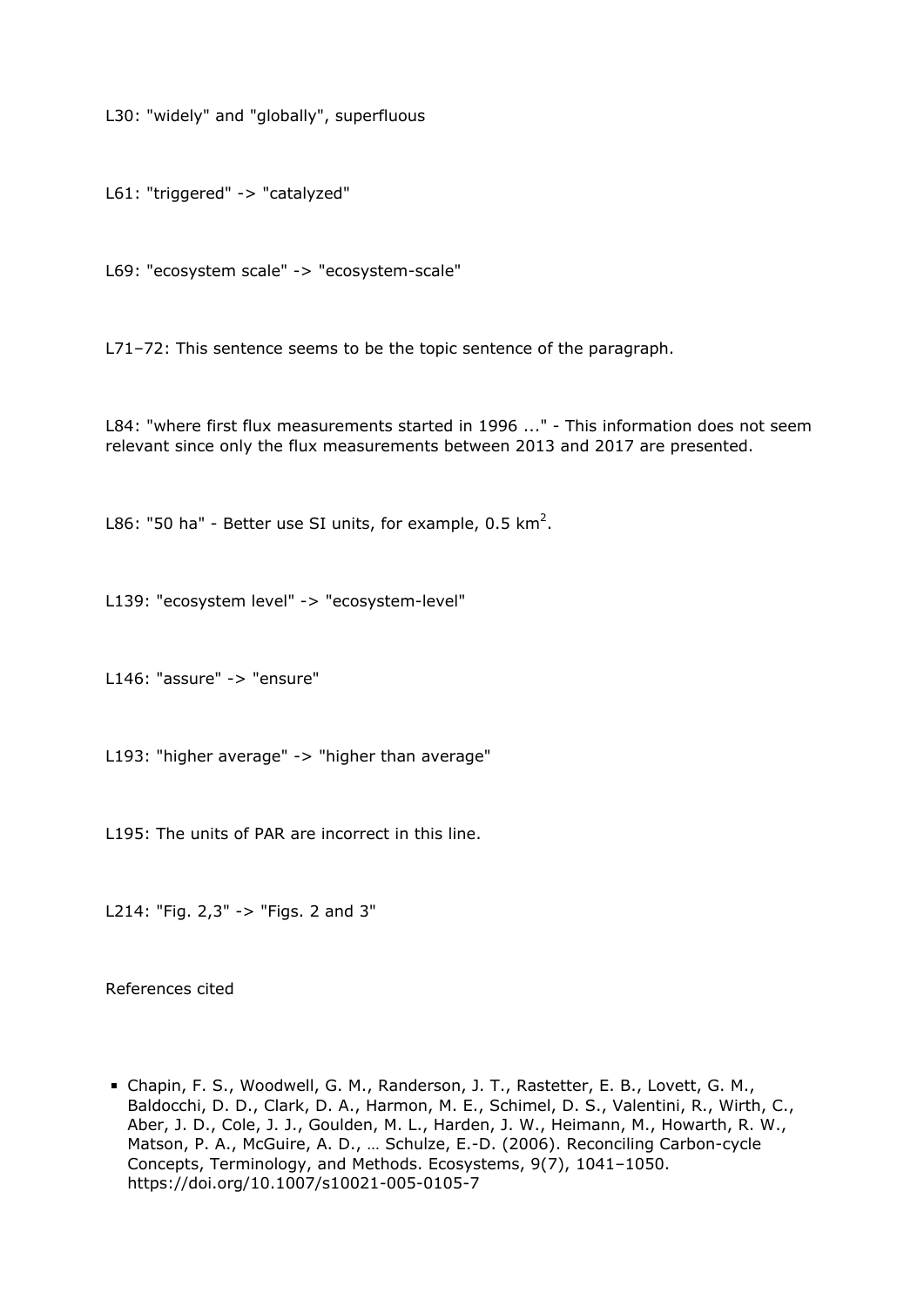L30: "widely" and "globally", superfluous

L61: "triggered" -> "catalyzed"

L69: "ecosystem scale" -> "ecosystem-scale"

L71–72: This sentence seems to be the topic sentence of the paragraph.

L84: "where first flux measurements started in 1996 ..." - This information does not seem relevant since only the flux measurements between 2013 and 2017 are presented.

L86: "50 ha" - Better use SI units, for example, 0.5 $km^2$.

L139: "ecosystem level" -> "ecosystem-level"

L146: "assure" -> "ensure"

L193: "higher average" -> "higher than average"

L195: The units of PAR are incorrect in this line.

L214: "Fig. 2,3" -> "Figs. 2 and 3"

References cited

- Chapin, F. S., Woodwell, G. M., Randerson, J. T., Rastetter, E. B., Lovett, G. M., Baldocchi, D. D., Clark, D. A., Harmon, M. E., Schimel, D. S., Valentini, R., Wirth, C., Aber, J. D., Cole, J. J., Goulden, M. L., Harden, J. W., Heimann, M., Howarth, R. W., Matson, P. A., McGuire, A. D., … Schulze, E.-D. (2006). Reconciling Carbon-cycle Concepts, Terminology, and Methods. Ecosystems, 9(7), 1041–1050. https://doi.org/10.1007/s10021-005-0105-7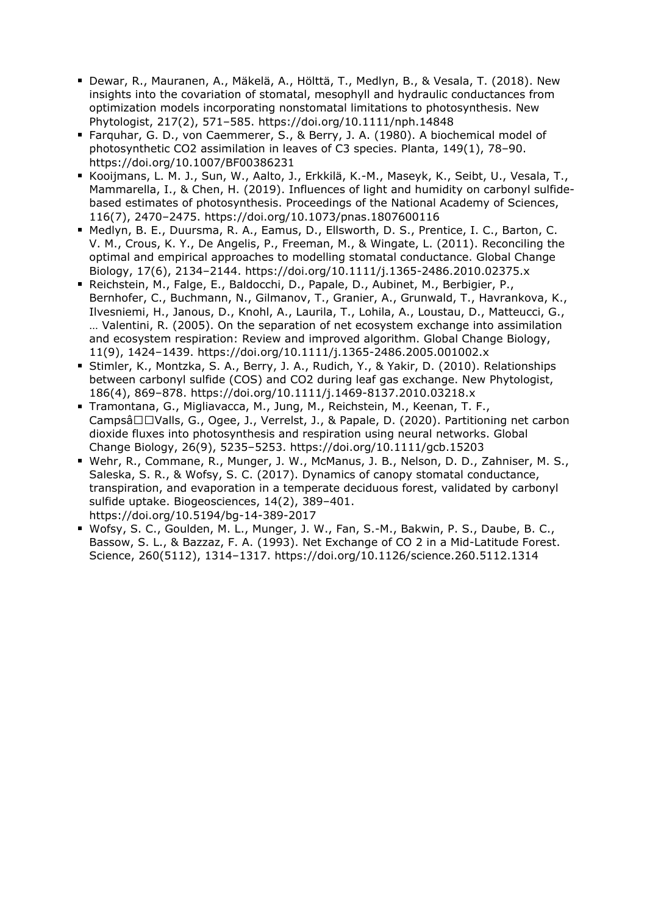- Dewar, R., Mauranen, A., Mäkelä, A., Hölttä, T., Medlyn, B., & Vesala, T. (2018). New insights into the covariation of stomatal, mesophyll and hydraulic conductances from optimization models incorporating nonstomatal limitations to photosynthesis. New Phytologist, 217(2), 571–585. https://doi.org/10.1111/nph.14848
- Farquhar, G. D., von Caemmerer, S., & Berry, J. A. (1980). A biochemical model of photosynthetic CO2 assimilation in leaves of C3 species. Planta, 149(1), 78–90. https://doi.org/10.1007/BF00386231
- Kooijmans, L. M. J., Sun, W., Aalto, J., Erkkilä, K.-M., Maseyk, K., Seibt, U., Vesala, T., Mammarella, I., & Chen, H. (2019). Influences of light and humidity on carbonyl sulfide-based estimates of photosynthesis. Proceedings of the National Academy of Sciences, 116(7), 2470–2475. https://doi.org/10.1073/pnas.1807600116
- Medlyn, B. E., Duursma, R. A., Eamus, D., Ellsworth, D. S., Prentice, I. C., Barton, C. V. M., Crous, K. Y., De Angelis, P., Freeman, M., & Wingate, L. (2011). Reconciling the optimal and empirical approaches to modelling stomatal conductance. Global Change Biology, 17(6), 2134–2144. https://doi.org/10.1111/j.1365-2486.2010.02375.x
- Reichstein, M., Falge, E., Baldocchi, D., Papale, D., Aubinet, M., Berbigier, P., Bernhofer, C., Buchmann, N., Gilmanov, T., Granier, A., Grunwald, T., Havrankova, K., Ilvesniemi, H., Janous, D., Knohl, A., Laurila, T., Lohila, A., Loustau, D., Matteucci, G., … Valentini, R. (2005). On the separation of net ecosystem exchange into assimilation and ecosystem respiration: Review and improved algorithm. Global Change Biology, 11(9), 1424–1439. https://doi.org/10.1111/j.1365-2486.2005.001002.x
- Stimler, K., Montzka, S. A., Berry, J. A., Rudich, Y., & Yakir, D. (2010). Relationships between carbonyl sulfide (COS) and CO2 during leaf gas exchange. New Phytologist, 186(4), 869–878. https://doi.org/10.1111/j.1469-8137.2010.03218.x
- Tramontana, G., Migliavacca, M., Jung, M., Reichstein, M., Keenan, T. F., Campsâ□□Valls, G., Ogee, J., Verrelst, J., & Papale, D. (2020). Partitioning net carbon dioxide fluxes into photosynthesis and respiration using neural networks. Global Change Biology, 26(9), 5235–5253. https://doi.org/10.1111/gcb.15203
- Wehr, R., Commane, R., Munger, J. W., McManus, J. B., Nelson, D. D., Zahniser, M. S., Saleska, S. R., & Wofsy, S. C. (2017). Dynamics of canopy stomatal conductance, transpiration, and evaporation in a temperate deciduous forest, validated by carbonyl sulfide uptake. Biogeosciences, 14(2), 389–401. https://doi.org/10.5194/bg-14-389-2017
- Wofsy, S. C., Goulden, M. L., Munger, J. W., Fan, S.-M., Bakwin, P. S., Daube, B. C., Bassow, S. L., & Bazzaz, F. A. (1993). Net Exchange of CO 2 in a Mid-Latitude Forest. Science, 260(5112), 1314–1317. https://doi.org/10.1126/science.260.5112.1314